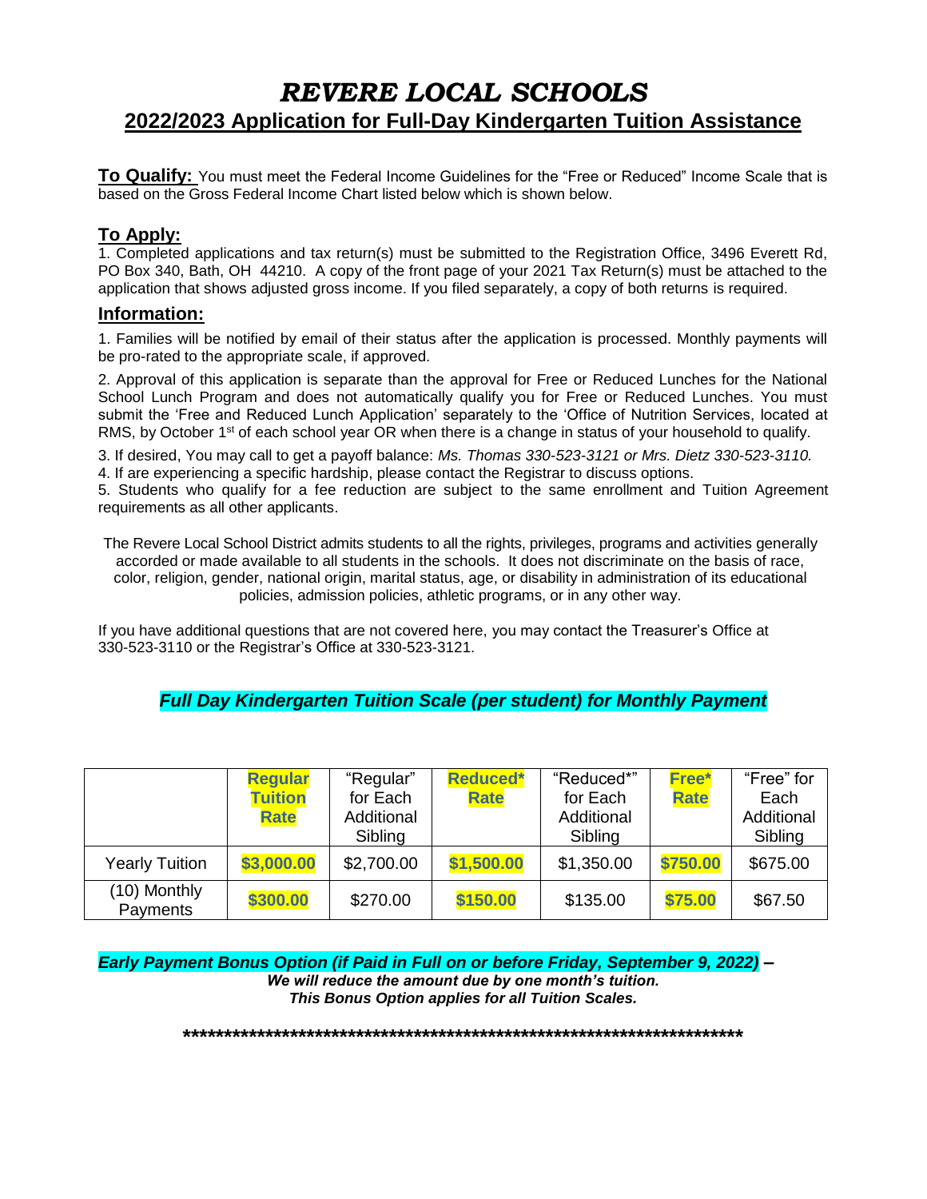# *REVERE LOCAL SCHOOLS*

## 2022/2023 Application for Full-Day Kindergarten Tuition Assistance

**To Qualify:** You must meet the Federal Income Guidelines for the "Free or Reduced" Income Scale that is based on the Gross Federal Income Chart listed below which is shown below.

### To Apply:

1. Completed applications and tax return(s) must be submitted to the Registration Office, 3496 Everett Rd, PO Box 340, Bath, OH 44210. A copy of the front page of your 2021 Tax Return(s) must be attached to the application that shows adjusted gross income. If you filed separately, a copy of both returns is required.

### Information:

1. Families will be notified by email of their status after the application is processed. Monthly payments will be pro-rated to the appropriate scale, if approved.

2. Approval of this application is separate than the approval for Free or Reduced Lunches for the National School Lunch Program and does not automatically qualify you for Free or Reduced Lunches. You must submit the 'Free and Reduced Lunch Application' separately to the 'Office of Nutrition Services, located at RMS, by October 1st of each school year OR when there is a change in status of your household to qualify.

3. If desired, You may call to get a payoff balance: *Ms. Thomas 330-523-3121 or Mrs. Dietz 330-523-3110.*

4. If are experiencing a specific hardship, please contact the Registrar to discuss options.

5. Students who qualify for a fee reduction are subject to the same enrollment and Tuition Agreement requirements as all other applicants.

The Revere Local School District admits students to all the rights, privileges, programs and activities generally accorded or made available to all students in the schools. It does not discriminate on the basis of race, color, religion, gender, national origin, marital status, age, or disability in administration of its educational policies, admission policies, athletic programs, or in any other way.

If you have additional questions that are not covered here, you may contact the Treasurer's Office at 330-523-3110 or the Registrar's Office at 330-523-3121.

***Full Day Kindergarten Tuition Scale (per student) for Monthly Payment***

| | **Regular Tuition Rate** | "Regular" for Each Additional Sibling | **Reduced* Rate** | "Reduced*" for Each Additional Sibling | **Free* Rate** | "Free" for Each Additional Sibling |
|---|---|---|---|---|---|---|
| Yearly Tuition | **$3,000.00** | $2,700.00 | **$1,500.00** | $1,350.00 | **$750.00** | $675.00 |
| (10) Monthly Payments | **$300.00** | $270.00 | **$150.00** | $135.00 | **$75.00** | $67.50 |

***Early Payment Bonus Option (if Paid in Full on or before Friday, September 9, 2022) –***
***We will reduce the amount due by one month's tuition.***
***This Bonus Option applies for all Tuition Scales.***

**********************************************************************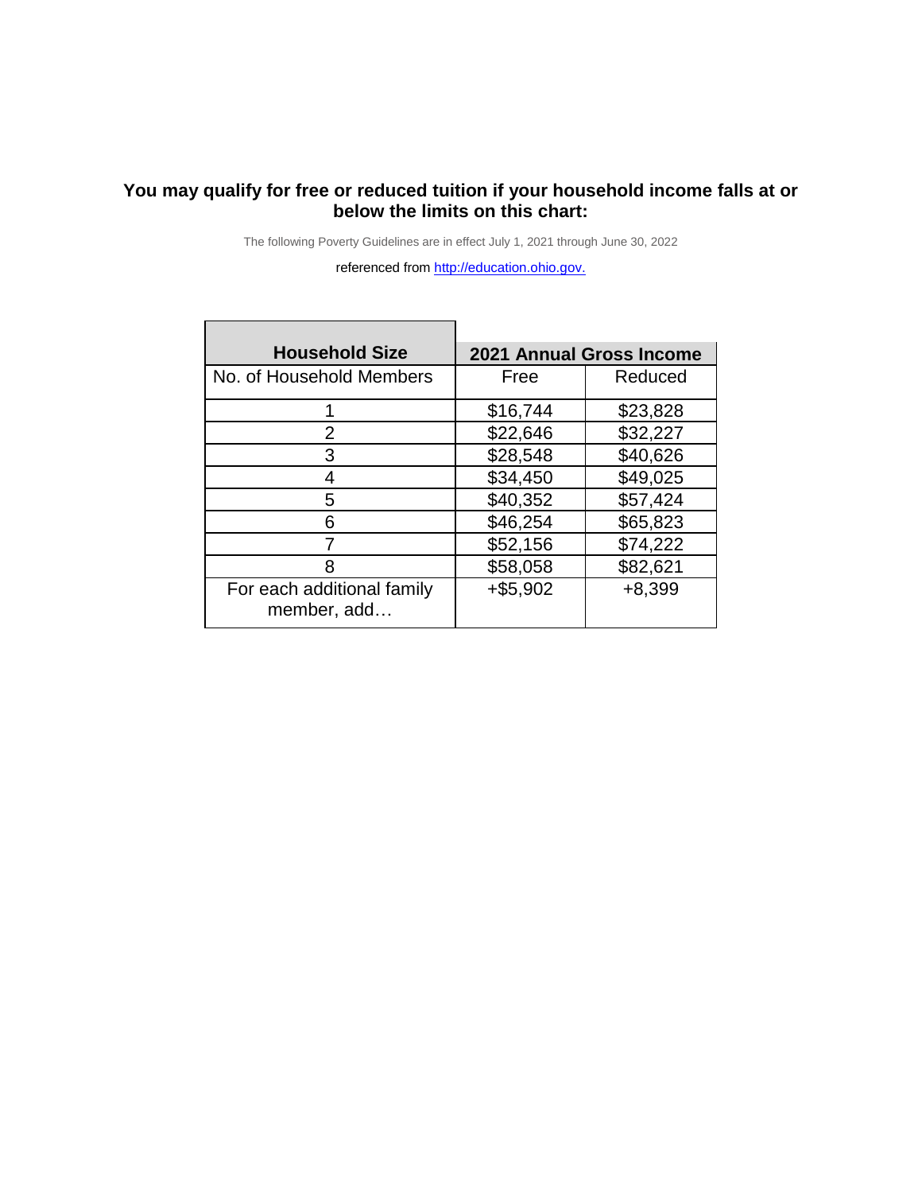**You may qualify for free or reduced tuition if your household income falls at or below the limits on this chart:**

The following Poverty Guidelines are in effect July 1, 2021 through June 30, 2022

referenced from [http://education.ohio.gov.](http://education.ohio.gov.)

| **Household Size** | **2021 Annual Gross Income** | |
|---|---|---|
| No. of Household Members | Free | Reduced |
| 1 | $16,744 | $23,828 |
| 2 | $22,646 | $32,227 |
| 3 | $28,548 | $40,626 |
| 4 | $34,450 | $49,025 |
| 5 | $40,352 | $57,424 |
| 6 | $46,254 | $65,823 |
| 7 | $52,156 | $74,222 |
| 8 | $58,058 | $82,621 |
| For each additional family member, add… | +$5,902 | +8,399 |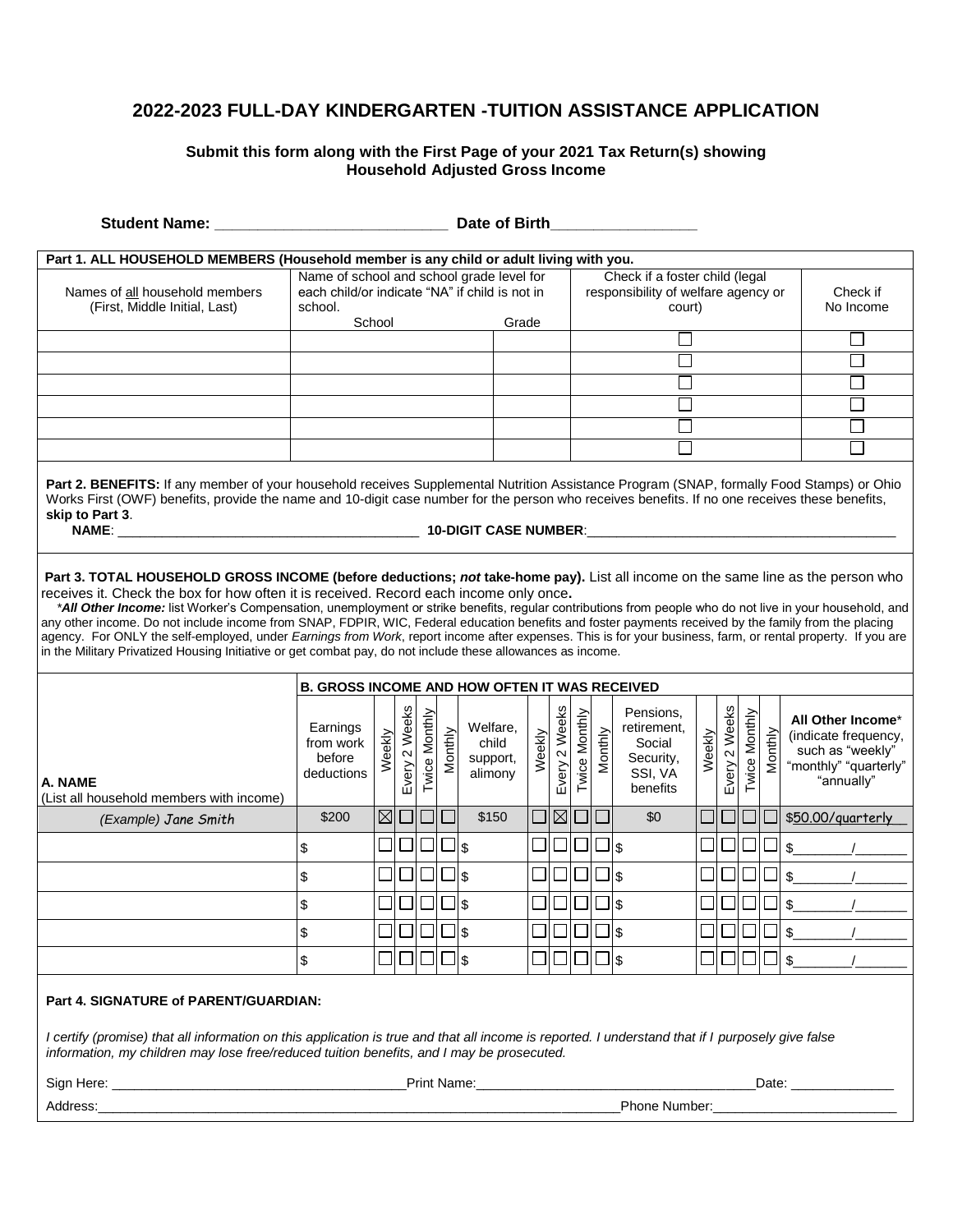# 2022-2023 FULL-DAY KINDERGARTEN -TUITION ASSISTANCE APPLICATION

**Submit this form along with the First Page of your 2021 Tax Return(s) showing Household Adjusted Gross Income**

**Student Name: ___________________________ Date of Birth_________________**

**Part 1. ALL HOUSEHOLD MEMBERS (Household member is any child or adult living with you.**

| Names of all household members (First, Middle Initial, Last) | Name of school and school grade level for each child/or indicate "NA" if child is not in school. School | Grade | Check if a foster child (legal responsibility of welfare agency or court) | Check if No Income |
|---|---|---|---|---|
| | | | ☐ | ☐ |
| | | | ☐ | ☐ |
| | | | ☐ | ☐ |
| | | | ☐ | ☐ |
| | | | ☐ | ☐ |
| | | | ☐ | ☐ |

**Part 2. BENEFITS:** If any member of your household receives Supplemental Nutrition Assistance Program (SNAP, formally Food Stamps) or Ohio Works First (OWF) benefits, provide the name and 10-digit case number for the person who receives benefits. If no one receives these benefits, **skip to Part 3**.

**NAME**: ________________________________________ **10-DIGIT CASE NUMBER**:________________________________________

**Part 3. TOTAL HOUSEHOLD GROSS INCOME (before deductions; *not* take-home pay).** List all income on the same line as the person who receives it. Check the box for how often it is received. Record each income only once**.**

\****All Other Income:*** list Worker's Compensation, unemployment or strike benefits, regular contributions from people who do not live in your household, and any other income. Do not include income from SNAP, FDPIR, WIC, Federal education benefits and foster payments received by the family from the placing agency. For ONLY the self-employed, under *Earnings from Work*, report income after expenses. This is for your business, farm, or rental property. If you are in the Military Privatized Housing Initiative or get combat pay, do not include these allowances as income.

| | **B. GROSS INCOME AND HOW OFTEN IT WAS RECEIVED** | | | | | | | | | | | | | | | | |
|---|---|---|---|---|---|---|---|---|---|---|---|---|---|---|---|---|
| **A. NAME** (List all household members with income) | Earnings from work before deductions | Weekly | Every 2 Weeks | Twice Monthly | Monthly | Welfare, child support, alimony | Weekly | Every 2 Weeks | Twice Monthly | Monthly | Pensions, retirement, Social Security, SSI, VA benefits | Weekly | Every 2 Weeks | Twice Monthly | Monthly | **All Other Income**\* (indicate frequency, such as "weekly" "monthly" "quarterly" "annually" |
| *(Example) Jane Smith* | $200 | ☒ | ☐ | ☐ | ☐ | $150 | ☐ | ☒ | ☐ | ☐ | $0 | ☐ | ☐ | ☐ | ☐ | $50.00/quarterly |
| | $ | ☐ | ☐ | ☐ | ☐ | $ | ☐ | ☐ | ☐ | ☐ | $ | ☐ | ☐ | ☐ | ☐ | $_______/______ |
| | $ | ☐ | ☐ | ☐ | ☐ | $ | ☐ | ☐ | ☐ | ☐ | $ | ☐ | ☐ | ☐ | ☐ | $_______/______ |
| | $ | ☐ | ☐ | ☐ | ☐ | $ | ☐ | ☐ | ☐ | ☐ | $ | ☐ | ☐ | ☐ | ☐ | $_______/______ |
| | $ | ☐ | ☐ | ☐ | ☐ | $ | ☐ | ☐ | ☐ | ☐ | $ | ☐ | ☐ | ☐ | ☐ | $_______/______ |
| | $ | ☐ | ☐ | ☐ | ☐ | $ | ☐ | ☐ | ☐ | ☐ | $ | ☐ | ☐ | ☐ | ☐ | $_______/______ |

**Part 4. SIGNATURE of PARENT/GUARDIAN:**

*I certify (promise) that all information on this application is true and that all income is reported. I understand that if I purposely give false information, my children may lose free/reduced tuition benefits, and I may be prosecuted.*

Sign Here: ______________________________________Print Name:_____________________________________Date: ______________

Address:_______________________________________________________________________Phone Number:_________________________